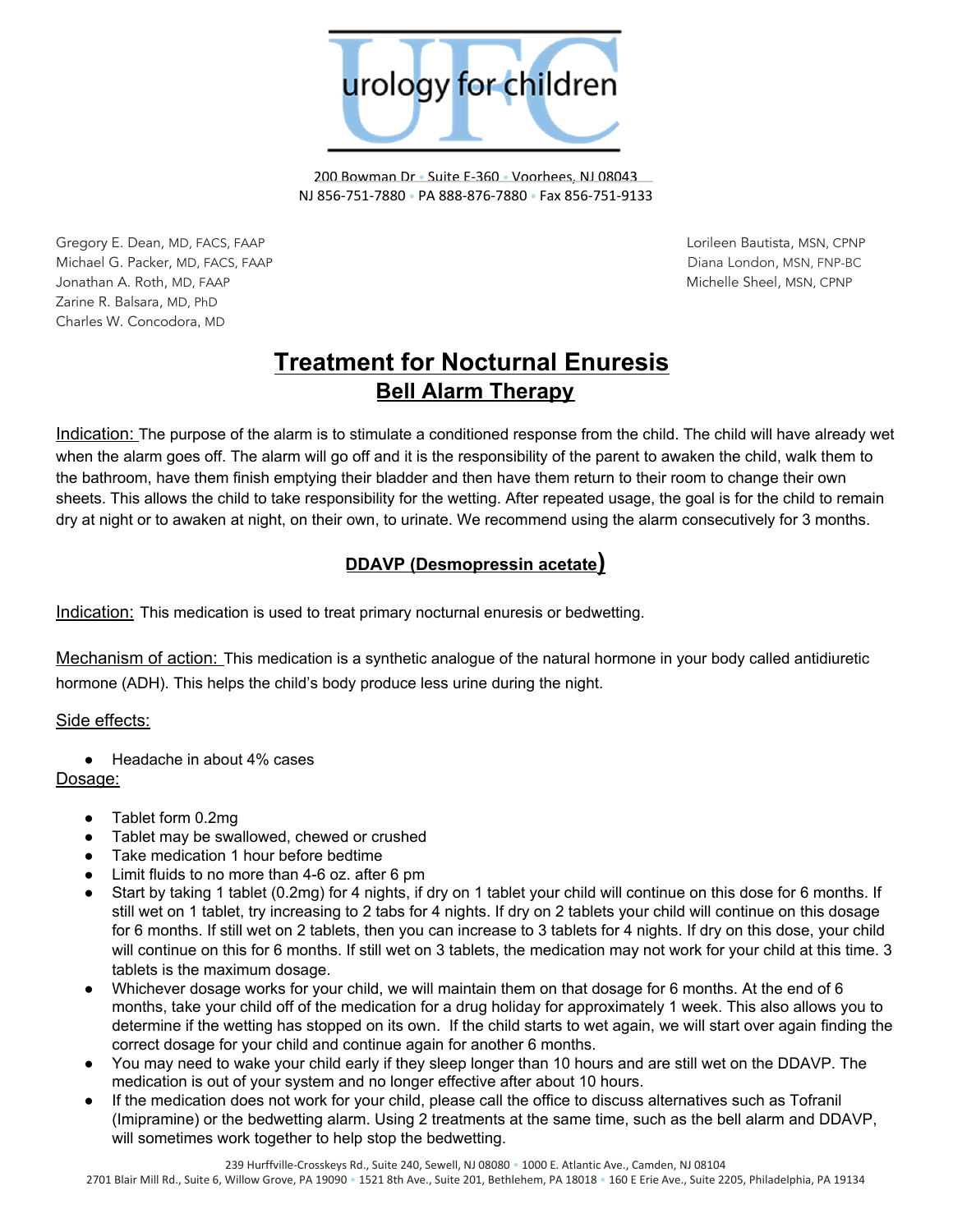urology for children

200 Bowman Dr • Suite E-360 • Voorhees, NJ 08043
NJ 856-751-7880 • PA 888-876-7880 • Fax 856-751-9133

Gregory E. Dean, MD, FACS, FAAP
Michael G. Packer, MD, FACS, FAAP
Jonathan A. Roth, MD, FAAP
Zarine R. Balsara, MD, PhD
Charles W. Concodora, MD

Lorileen Bautista, MSN, CPNP
Diana London, MSN, FNP-BC
Michelle Sheel, MSN, CPNP

# Treatment for Nocturnal Enuresis

## Bell Alarm Therapy

Indication: The purpose of the alarm is to stimulate a conditioned response from the child. The child will have already wet when the alarm goes off. The alarm will go off and it is the responsibility of the parent to awaken the child, walk them to the bathroom, have them finish emptying their bladder and then have them return to their room to change their own sheets. This allows the child to take responsibility for the wetting. After repeated usage, the goal is for the child to remain dry at night or to awaken at night, on their own, to urinate. We recommend using the alarm consecutively for 3 months.

## DDAVP (Desmopressin acetate)

Indication: This medication is used to treat primary nocturnal enuresis or bedwetting.

Mechanism of action: This medication is a synthetic analogue of the natural hormone in your body called antidiuretic hormone (ADH). This helps the child's body produce less urine during the night.

Side effects:

- Headache in about 4% cases

Dosage:

- Tablet form 0.2mg
- Tablet may be swallowed, chewed or crushed
- Take medication 1 hour before bedtime
- Limit fluids to no more than 4-6 oz. after 6 pm
- Start by taking 1 tablet (0.2mg) for 4 nights, if dry on 1 tablet your child will continue on this dose for 6 months. If still wet on 1 tablet, try increasing to 2 tabs for 4 nights. If dry on 2 tablets your child will continue on this dosage for 6 months. If still wet on 2 tablets, then you can increase to 3 tablets for 4 nights. If dry on this dose, your child will continue on this for 6 months. If still wet on 3 tablets, the medication may not work for your child at this time. 3 tablets is the maximum dosage.
- Whichever dosage works for your child, we will maintain them on that dosage for 6 months. At the end of 6 months, take your child off of the medication for a drug holiday for approximately 1 week. This also allows you to determine if the wetting has stopped on its own. If the child starts to wet again, we will start over again finding the correct dosage for your child and continue again for another 6 months.
- You may need to wake your child early if they sleep longer than 10 hours and are still wet on the DDAVP. The medication is out of your system and no longer effective after about 10 hours.
- If the medication does not work for your child, please call the office to discuss alternatives such as Tofranil (Imipramine) or the bedwetting alarm. Using 2 treatments at the same time, such as the bell alarm and DDAVP, will sometimes work together to help stop the bedwetting.

239 Hurffville-Crosskeys Rd., Suite 240, Sewell, NJ 08080 • 1000 E. Atlantic Ave., Camden, NJ 08104
2701 Blair Mill Rd., Suite 6, Willow Grove, PA 19090 • 1521 8th Ave., Suite 201, Bethlehem, PA 18018 • 160 E Erie Ave., Suite 2205, Philadelphia, PA 19134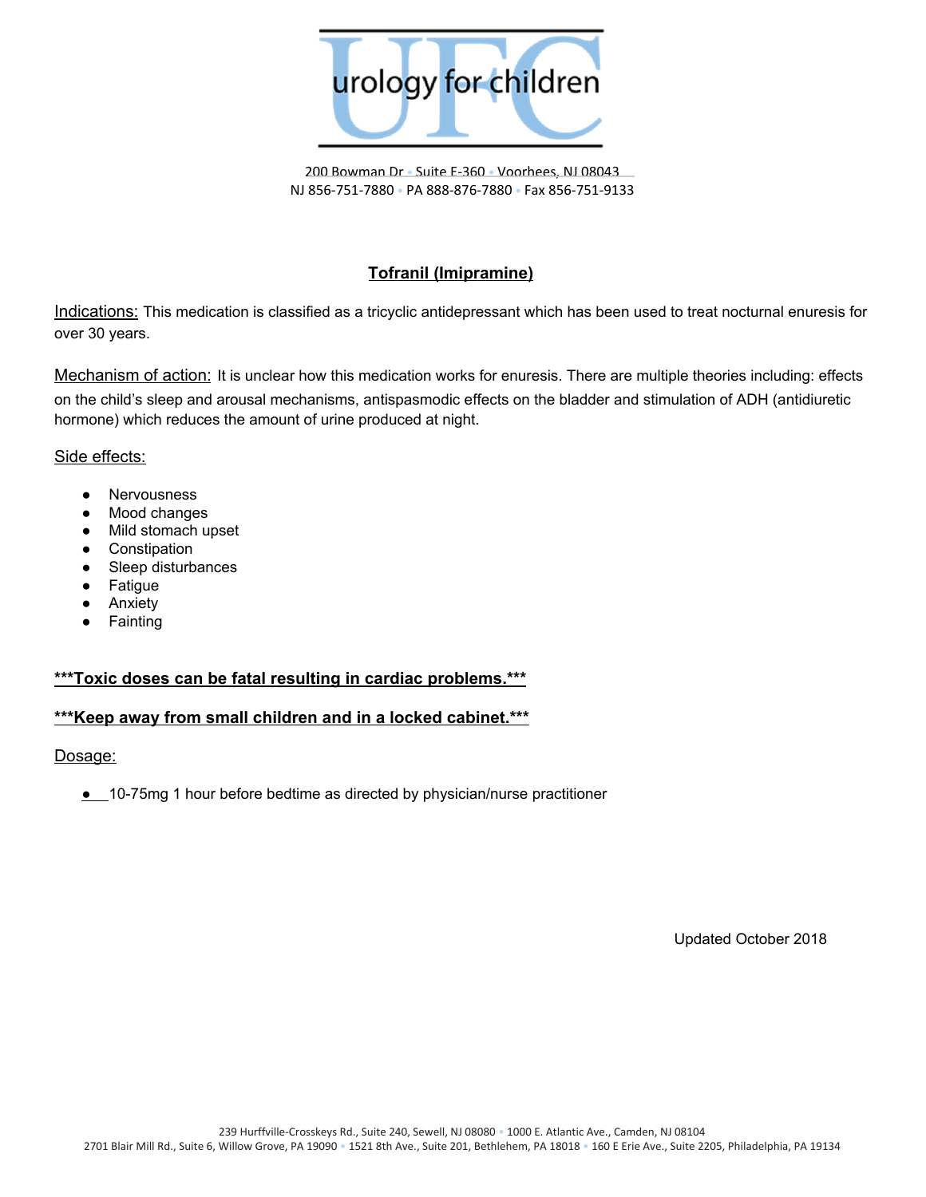urology for children

200 Bowman Dr • Suite E-360 • Voorhees, NJ 08043
NJ 856-751-7880 • PA 888-876-7880 • Fax 856-751-9133

# Tofranil (Imipramine)

Indications: This medication is classified as a tricyclic antidepressant which has been used to treat nocturnal enuresis for over 30 years.

Mechanism of action: It is unclear how this medication works for enuresis. There are multiple theories including: effects on the child's sleep and arousal mechanisms, antispasmodic effects on the bladder and stimulation of ADH (antidiuretic hormone) which reduces the amount of urine produced at night.

Side effects:

- Nervousness
- Mood changes
- Mild stomach upset
- Constipation
- Sleep disturbances
- Fatigue
- Anxiety
- Fainting

**\*\*\*Toxic doses can be fatal resulting in cardiac problems.\*\*\***

**\*\*\*Keep away from small children and in a locked cabinet.\*\*\***

Dosage:

- 10-75mg 1 hour before bedtime as directed by physician/nurse practitioner

Updated October 2018

239 Hurffville-Crosskeys Rd., Suite 240, Sewell, NJ 08080 • 1000 E. Atlantic Ave., Camden, NJ 08104
2701 Blair Mill Rd., Suite 6, Willow Grove, PA 19090 • 1521 8th Ave., Suite 201, Bethlehem, PA 18018 • 160 E Erie Ave., Suite 2205, Philadelphia, PA 19134